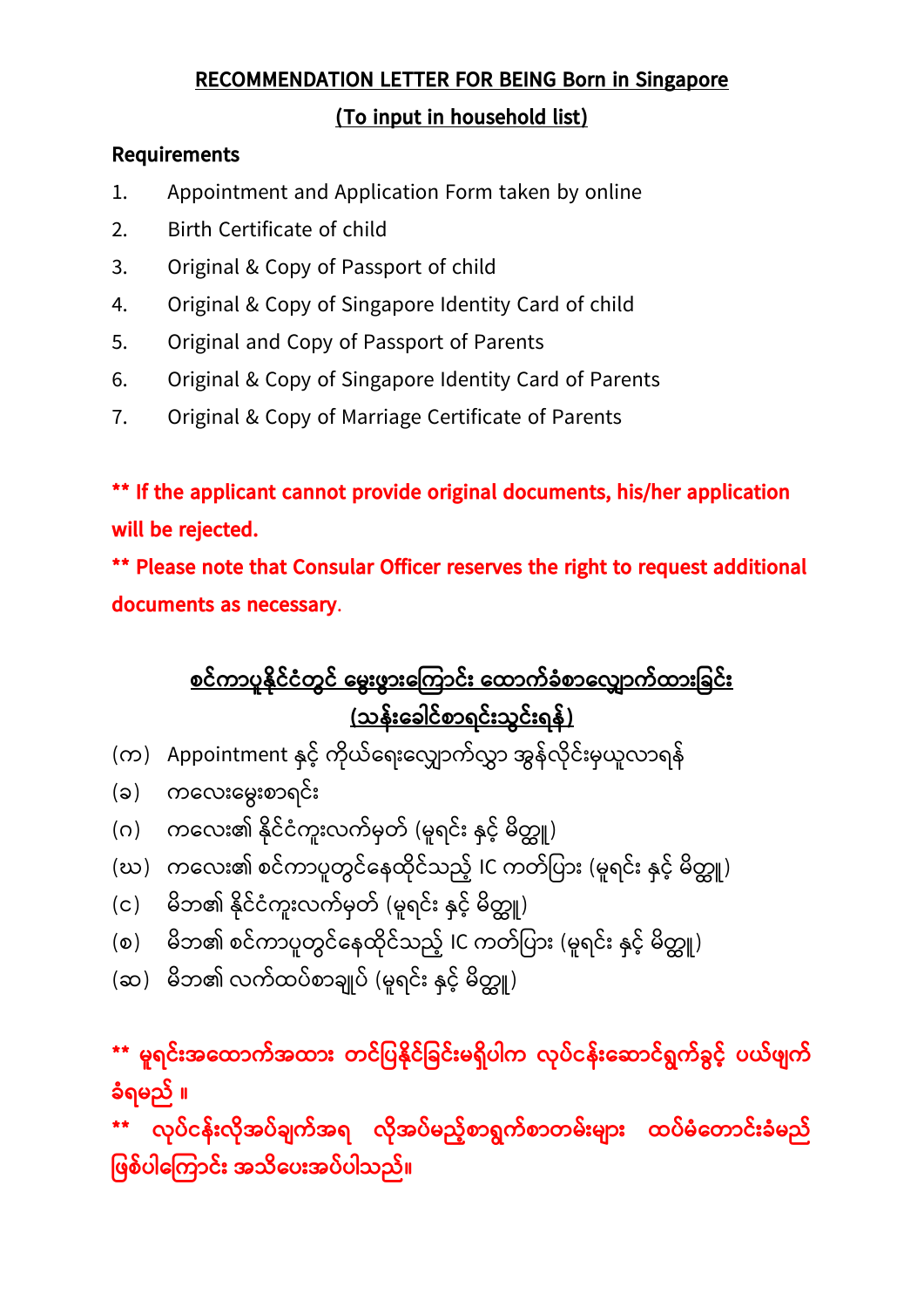# RECOMMENDATION LETTER FOR BEING Born in Singapore

## (To input in household list)

**Requirements**

1. Appointment and Application Form taken by online
2. Birth Certificate of child
3. Original & Copy of Passport of child
4. Original & Copy of Singapore Identity Card of child
5. Original and Copy of Passport of Parents
6. Original & Copy of Singapore Identity Card of Parents
7. Original & Copy of Marriage Certificate of Parents

**\*\* If the applicant cannot provide original documents, his/her application will be rejected.**

**\*\* Please note that Consular Officer reserves the right to request additional documents as necessary.**

# စင်ကာပူနိုင်ငံတွင် မွေးဖွားကြောင်း ထောက်ခံစာလျှောက်ထားခြင်း

## (သန်းခေါင်စာရင်းသွင်းရန်)

(က) Appointment နှင့် ကိုယ်ရေးလျှောက်လွှာ အွန်လိုင်းမှယူလာရန်

(ခ) ကလေးမွေးစာရင်း

(ဂ) ကလေး၏ နိုင်ငံကူးလက်မှတ် (မူရင်း နှင့် မိတ္တူ)

(ဃ) ကလေး၏ စင်ကာပူတွင်နေထိုင်သည့် IC ကတ်ပြား (မူရင်း နှင့် မိတ္တူ)

(င) မိဘ၏ နိုင်ငံကူးလက်မှတ် (မူရင်း နှင့် မိတ္တူ)

(စ) မိဘ၏ စင်ကာပူတွင်နေထိုင်သည့် IC ကတ်ပြား (မူရင်း နှင့် မိတ္တူ)

(ဆ) မိဘ၏ လက်ထပ်စာချုပ် (မူရင်း နှင့် မိတ္တူ)

**\*\* မူရင်းအထောက်အထား တင်ပြနိုင်ခြင်းမရှိပါက လုပ်ငန်းဆောင်ရွက်ခွင့် ပယ်ဖျက်ခံရမည် ။**

**\*\* လုပ်ငန်းလိုအပ်ချက်အရ လိုအပ်မည့်စာရွက်စာတမ်းများ ထပ်မံတောင်းခံမည်ဖြစ်ပါကြောင်း အသိပေးအပ်ပါသည်။**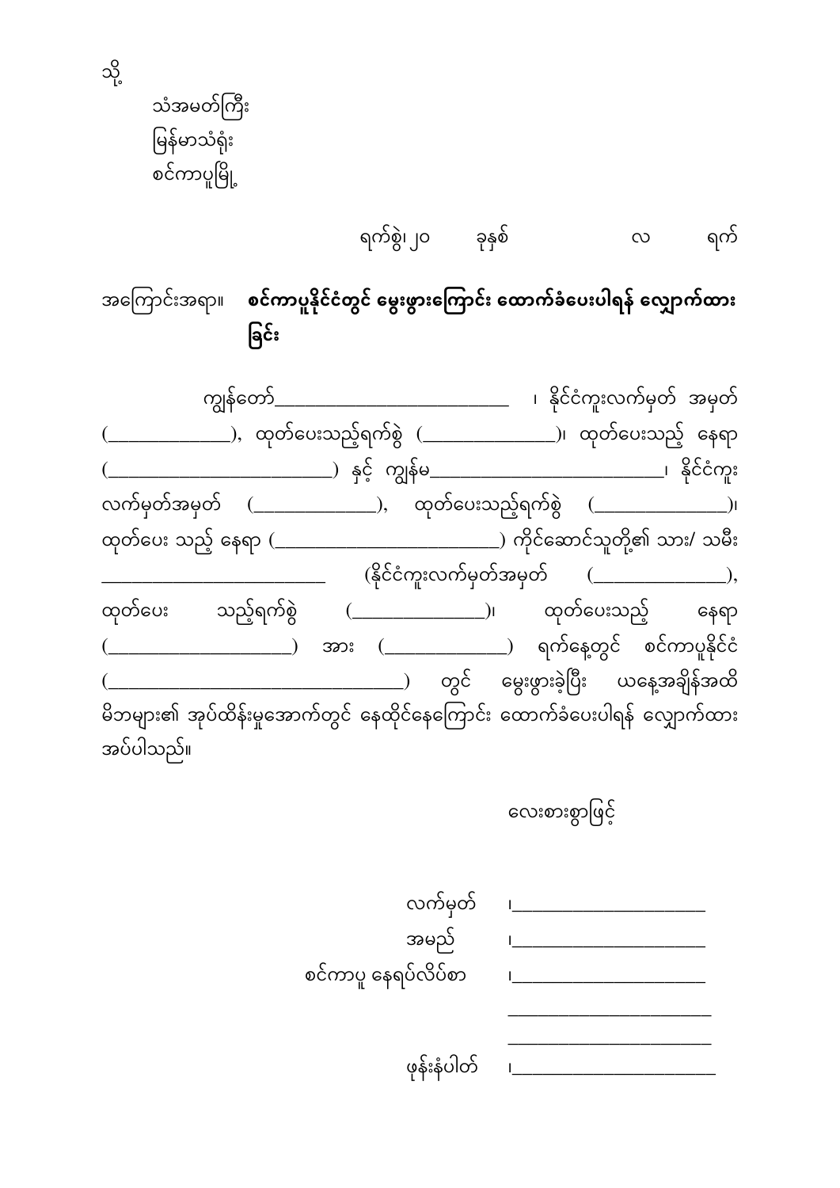သို့

သံအမတ်ကြီး

မြန်မာသံရုံး

စင်ကာပူမြို့

ရက်စွဲ၊ ၂၀  ခုနှစ်  လ  ရက်

အကြောင်းအရာ။ **စင်ကာပူနိုင်ငံတွင် မွေးဖွားကြောင်း ထောက်ခံပေးပါရန် လျှောက်ထားခြင်း**

ကျွန်တော်________________________ ၊ နိုင်ငံကူးလက်မှတ် အမှတ် (____________), ထုတ်ပေးသည့်ရက်စွဲ (_____________)၊ ထုတ်ပေးသည့် နေရာ (______________________) နှင့် ကျွန်မ_______________________၊ နိုင်ငံကူးလက်မှတ်အမှတ် (____________), ထုတ်ပေးသည့်ရက်စွဲ (_____________)၊ ထုတ်ပေး သည့် နေရာ (______________________) ကိုင်ဆောင်သူတို့၏ သား/ သမီး ______________________ (နိုင်ငံကူးလက်မှတ်အမှတ် (_____________), ထုတ်ပေး သည့်ရက်စွဲ (_____________)၊ ထုတ်ပေးသည့် နေရာ (__________________) အား (____________) ရက်နေ့တွင် စင်ကာပူနိုင်ငံ (_____________________________) တွင် မွေးဖွားခဲ့ပြီး ယနေ့အချိန်အထိ မိဘများ၏ အုပ်ထိန်းမှုအောက်တွင် နေထိုင်နေကြောင်း ထောက်ခံပေးပါရန် လျှောက်ထားအပ်ပါသည်။

လေးစားစွာဖြင့်

လက်မှတ် ၊____________________

အမည် ၊____________________

စင်ကာပူ နေရပ်လိပ်စာ ၊____________________

______________________

______________________

ဖုန်းနံပါတ် ၊____________________